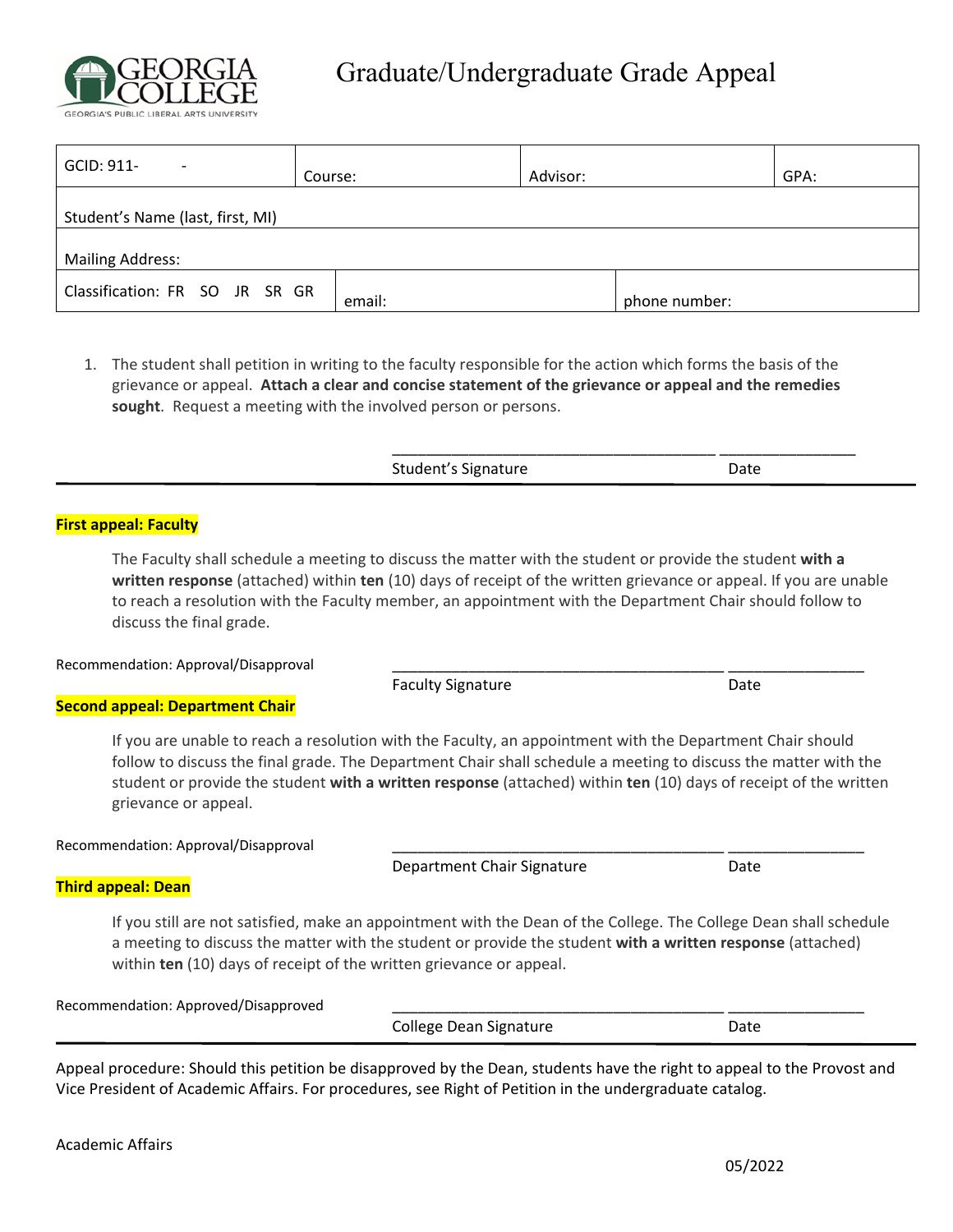# Graduate/Undergraduate Grade Appeal

| GCID: 911- - | Course: | Advisor: | GPA: |
|---|---|---|---|
| Student's Name (last, first, MI) | | | |
| Mailing Address: | | | |
| Classification: FR SO JR SR GR | email: | phone number: | |

1. The student shall petition in writing to the faculty responsible for the action which forms the basis of the grievance or appeal. **Attach a clear and concise statement of the grievance or appeal and the remedies sought**. Request a meeting with the involved person or persons.

_______________________________________ ________________

Student's Signature Date

**First appeal: Faculty**

The Faculty shall schedule a meeting to discuss the matter with the student or provide the student **with a written response** (attached) within **ten** (10) days of receipt of the written grievance or appeal. If you are unable to reach a resolution with the Faculty member, an appointment with the Department Chair should follow to discuss the final grade.

Recommendation: Approval/Disapproval _______________________________________ ________________

Faculty Signature Date

**Second appeal: Department Chair**

If you are unable to reach a resolution with the Faculty, an appointment with the Department Chair should follow to discuss the final grade. The Department Chair shall schedule a meeting to discuss the matter with the student or provide the student **with a written response** (attached) within **ten** (10) days of receipt of the written grievance or appeal.

Recommendation: Approval/Disapproval _______________________________________ ________________

Department Chair Signature Date

**Third appeal: Dean**

If you still are not satisfied, make an appointment with the Dean of the College. The College Dean shall schedule a meeting to discuss the matter with the student or provide the student **with a written response** (attached) within **ten** (10) days of receipt of the written grievance or appeal.

Recommendation: Approved/Disapproved _______________________________________ ________________

College Dean Signature Date

Appeal procedure: Should this petition be disapproved by the Dean, students have the right to appeal to the Provost and Vice President of Academic Affairs. For procedures, see Right of Petition in the undergraduate catalog.

Academic Affairs

05/2022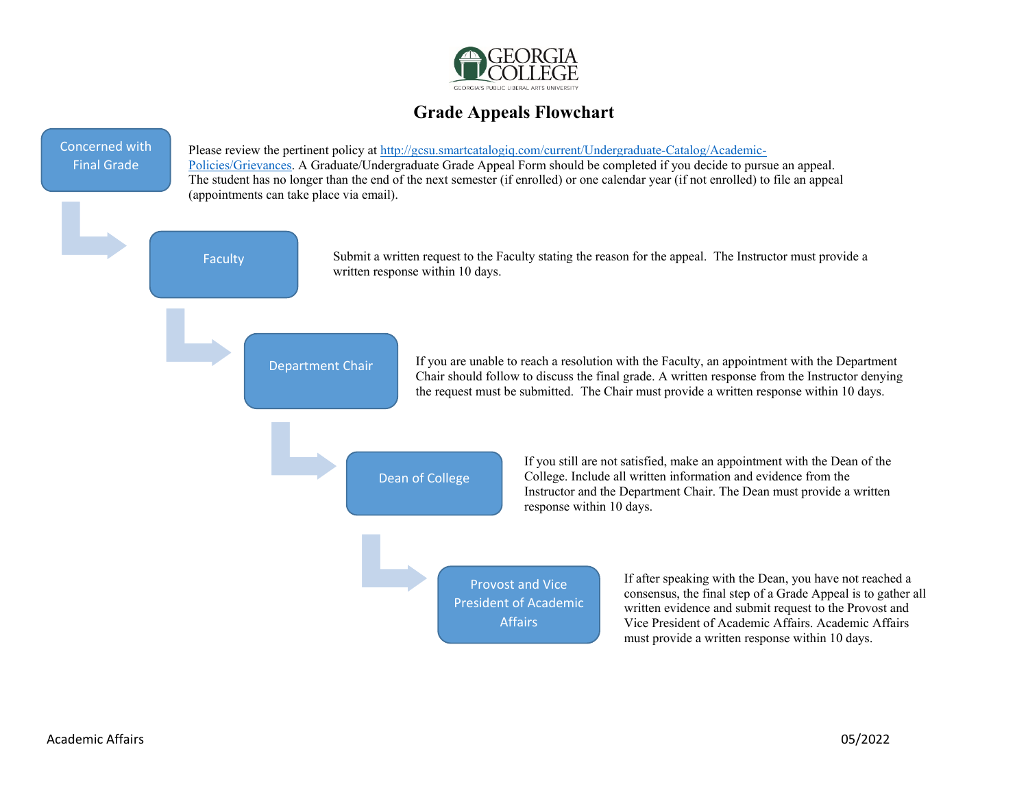# Grade Appeals Flowchart

**Concerned with Final Grade**

Please review the pertinent policy at [http://gcsu.smartcatalogiq.com/current/Undergraduate-Catalog/Academic-Policies/Grievances](http://gcsu.smartcatalogiq.com/current/Undergraduate-Catalog/Academic-Policies/Grievances). A Graduate/Undergraduate Grade Appeal Form should be completed if you decide to pursue an appeal. The student has no longer than the end of the next semester (if enrolled) or one calendar year (if not enrolled) to file an appeal (appointments can take place via email).

**Faculty**

Submit a written request to the Faculty stating the reason for the appeal. The Instructor must provide a written response within 10 days.

**Department Chair**

If you are unable to reach a resolution with the Faculty, an appointment with the Department Chair should follow to discuss the final grade. A written response from the Instructor denying the request must be submitted. The Chair must provide a written response within 10 days.

**Dean of College**

If you still are not satisfied, make an appointment with the Dean of the College. Include all written information and evidence from the Instructor and the Department Chair. The Dean must provide a written response within 10 days.

**Provost and Vice President of Academic Affairs**

If after speaking with the Dean, you have not reached a consensus, the final step of a Grade Appeal is to gather all written evidence and submit request to the Provost and Vice President of Academic Affairs. Academic Affairs must provide a written response within 10 days.

Academic Affairs

05/2022